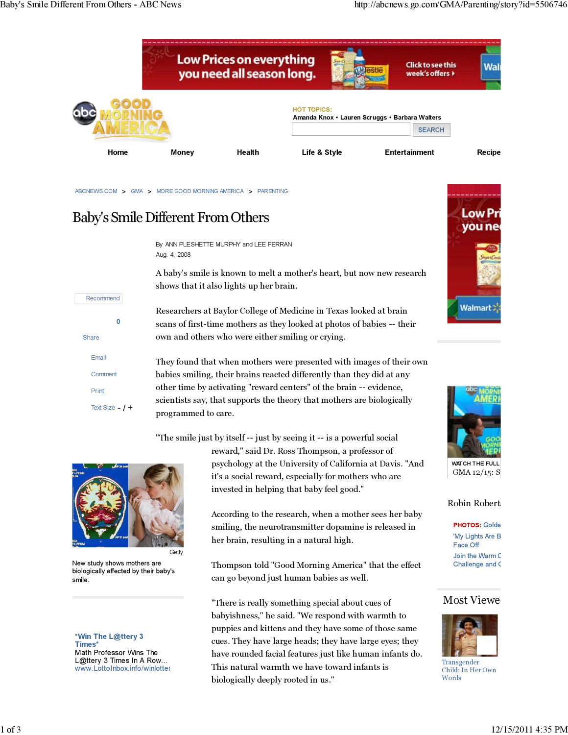# Baby's Smile Different From Others

By ANN PLESHETTE MURPHY and LEE FERRAN
Aug. 4, 2008

A baby's smile is known to melt a mother's heart, but now new research shows that it also lights up her brain.

Researchers at Baylor College of Medicine in Texas looked at brain scans of first-time mothers as they looked at photos of babies -- their own and others who were either smiling or crying.

They found that when mothers were presented with images of their own babies smiling, their brains reacted differently than they did at any other time by activating "reward centers" of the brain -- evidence, scientists say, that supports the theory that mothers are biologically programmed to care.

"The smile just by itself -- just by seeing it -- is a powerful social reward," said Dr. Ross Thompson, a professor of psychology at the University of California at Davis. "And it's a social reward, especially for mothers who are invested in helping that baby feel good."

Getty

New study shows mothers are biologically effected by their baby's smile.

According to the research, when a mother sees her baby smiling, the neurotransmitter dopamine is released in her brain, resulting in a natural high.

Thompson told "Good Morning America" that the effect can go beyond just human babies as well.

"There is really something special about cues of babyishness," he said. "We respond with warmth to puppies and kittens and they have some of those same cues. They have large heads; they have large eyes; they have rounded facial features just like human infants do. This natural warmth we have toward infants is biologically deeply rooted in us."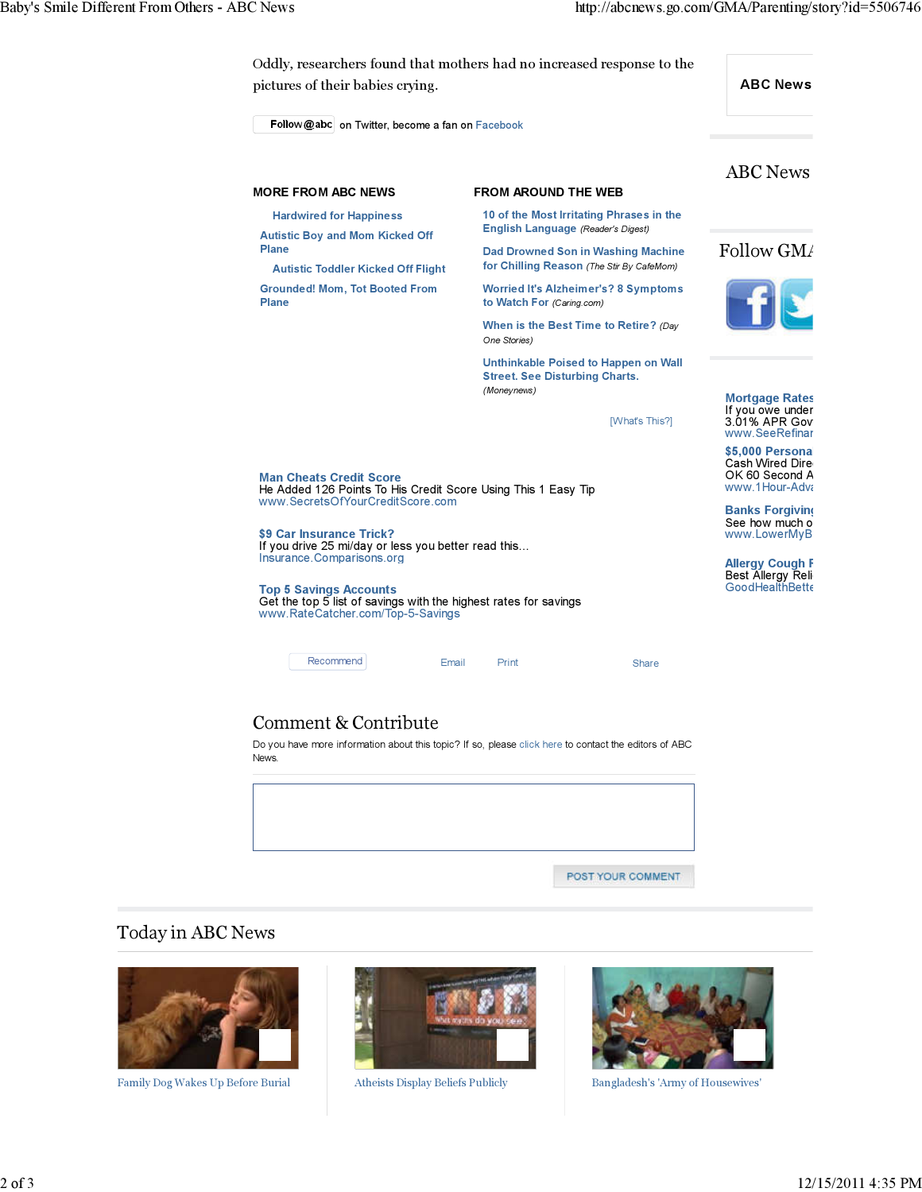Oddly, researchers found that mothers had no increased response to the pictures of their babies crying.

Follow @abc on Twitter, become a fan on Facebook

## MORE FROM ABC NEWS

- Hardwired for Happiness
- Autistic Boy and Mom Kicked Off Plane
- Autistic Toddler Kicked Off Flight
- Grounded! Mom, Tot Booted From Plane

## FROM AROUND THE WEB

- 10 of the Most Irritating Phrases in the English Language *(Reader's Digest)*
- Dad Drowned Son in Washing Machine for Chilling Reason *(The Stir By CafeMom)*
- Worried It's Alzheimer's? 8 Symptoms to Watch For *(Caring.com)*
- When is the Best Time to Retire? *(Day One Stories)*
- Unthinkable Poised to Happen on Wall Street. See Disturbing Charts. *(Moneynews)*

[What's This?]

**Man Cheats Credit Score**
He Added 126 Points To His Credit Score Using This 1 Easy Tip
www.SecretsOfYourCreditScore.com

**$9 Car Insurance Trick?**
If you drive 25 mi/day or less you better read this...
Insurance.Comparisons.org

**Top 5 Savings Accounts**
Get the top 5 list of savings with the highest rates for savings
www.RateCatcher.com/Top-5-Savings

Recommend Email Print Share

## Comment & Contribute

Do you have more information about this topic? If so, please click here to contact the editors of ABC News.

POST YOUR COMMENT

## Today in ABC News

- Family Dog Wakes Up Before Burial
- Atheists Display Beliefs Publicly
- Bangladesh's 'Army of Housewives'

ABC News

ABC News

Follow GMA

**Mortgage Rates**
If you owe under
3.01% APR Gov
www.SeeRefinar

**$5,000 Persona**
Cash Wired Dire
OK 60 Second A
www.1Hour-Adva

**Banks Forgivin**
See how much o
www.LowerMyB

**Allergy Cough F**
Best Allergy Reli
GoodHealthBette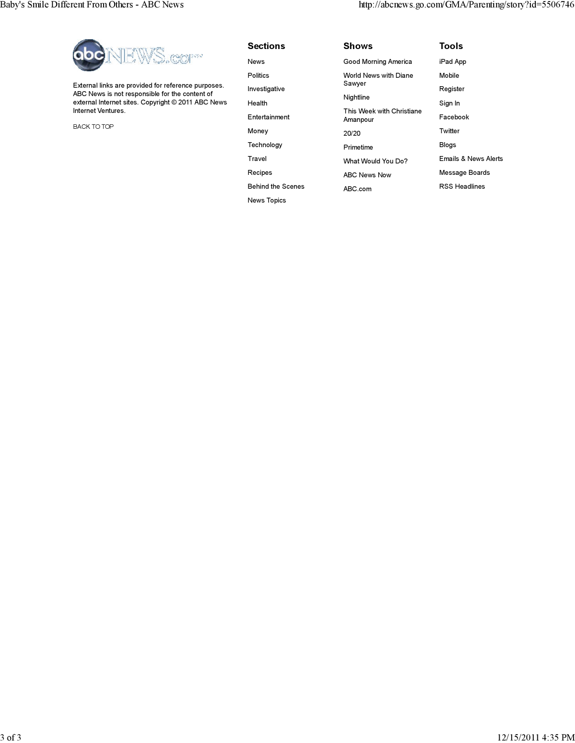External links are provided for reference purposes. ABC News is not responsible for the content of external Internet sites. Copyright © 2011 ABC News Internet Ventures.

BACK TO TOP

### Sections

- News
- Politics
- Investigative
- Health
- Entertainment
- Money
- Technology
- Travel
- Recipes
- Behind the Scenes
- News Topics

### Shows

- Good Morning America
- World News with Diane Sawyer
- Nightline
- This Week with Christiane Amanpour
- 20/20
- Primetime
- What Would You Do?
- ABC News Now
- ABC.com

### Tools

- iPad App
- Mobile
- Register
- Sign In
- Facebook
- Twitter
- Blogs
- Emails & News Alerts
- Message Boards
- RSS Headlines